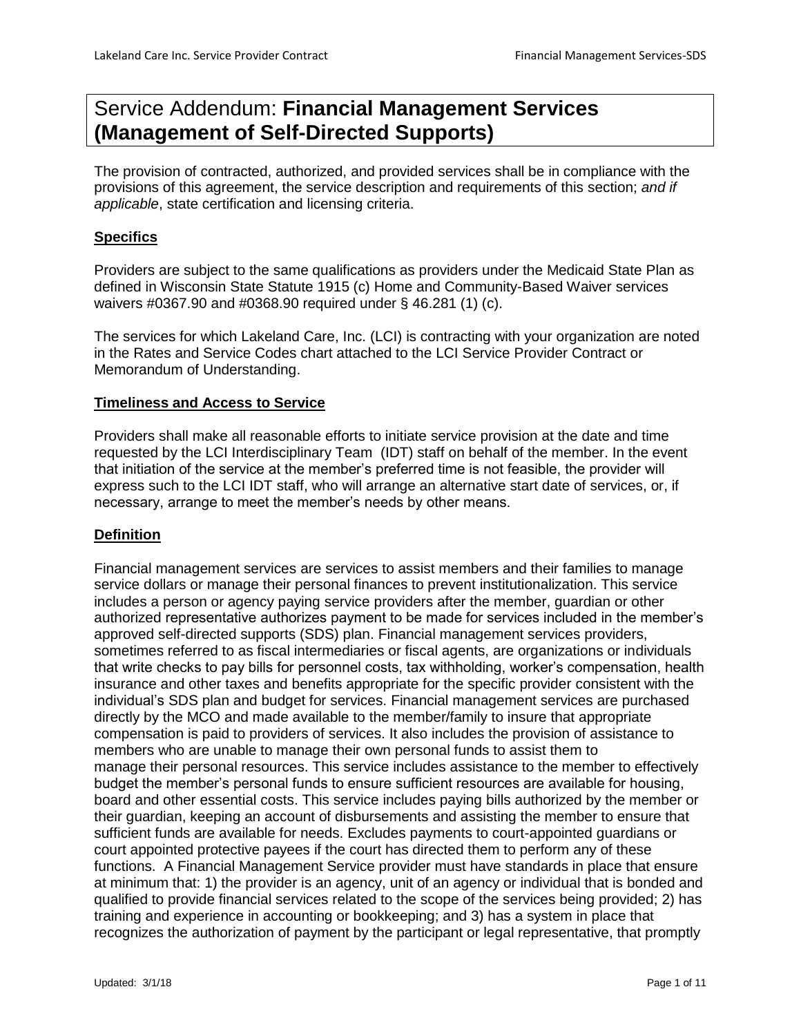# Service Addendum: **Financial Management Services (Management of Self-Directed Supports)**

The provision of contracted, authorized, and provided services shall be in compliance with the provisions of this agreement, the service description and requirements of this section; *and if applicable*, state certification and licensing criteria.

## Specifics

Providers are subject to the same qualifications as providers under the Medicaid State Plan as defined in Wisconsin State Statute 1915 (c) Home and Community-Based Waiver services waivers #0367.90 and #0368.90 required under § 46.281 (1) (c).

The services for which Lakeland Care, Inc. (LCI) is contracting with your organization are noted in the Rates and Service Codes chart attached to the LCI Service Provider Contract or Memorandum of Understanding.

## Timeliness and Access to Service

Providers shall make all reasonable efforts to initiate service provision at the date and time requested by the LCI Interdisciplinary Team (IDT) staff on behalf of the member. In the event that initiation of the service at the member's preferred time is not feasible, the provider will express such to the LCI IDT staff, who will arrange an alternative start date of services, or, if necessary, arrange to meet the member's needs by other means.

## Definition

Financial management services are services to assist members and their families to manage service dollars or manage their personal finances to prevent institutionalization. This service includes a person or agency paying service providers after the member, guardian or other authorized representative authorizes payment to be made for services included in the member's approved self-directed supports (SDS) plan. Financial management services providers, sometimes referred to as fiscal intermediaries or fiscal agents, are organizations or individuals that write checks to pay bills for personnel costs, tax withholding, worker's compensation, health insurance and other taxes and benefits appropriate for the specific provider consistent with the individual's SDS plan and budget for services. Financial management services are purchased directly by the MCO and made available to the member/family to insure that appropriate compensation is paid to providers of services. It also includes the provision of assistance to members who are unable to manage their own personal funds to assist them to manage their personal resources. This service includes assistance to the member to effectively budget the member's personal funds to ensure sufficient resources are available for housing, board and other essential costs. This service includes paying bills authorized by the member or their guardian, keeping an account of disbursements and assisting the member to ensure that sufficient funds are available for needs. Excludes payments to court-appointed guardians or court appointed protective payees if the court has directed them to perform any of these functions. A Financial Management Service provider must have standards in place that ensure at minimum that: 1) the provider is an agency, unit of an agency or individual that is bonded and qualified to provide financial services related to the scope of the services being provided; 2) has training and experience in accounting or bookkeeping; and 3) has a system in place that recognizes the authorization of payment by the participant or legal representative, that promptly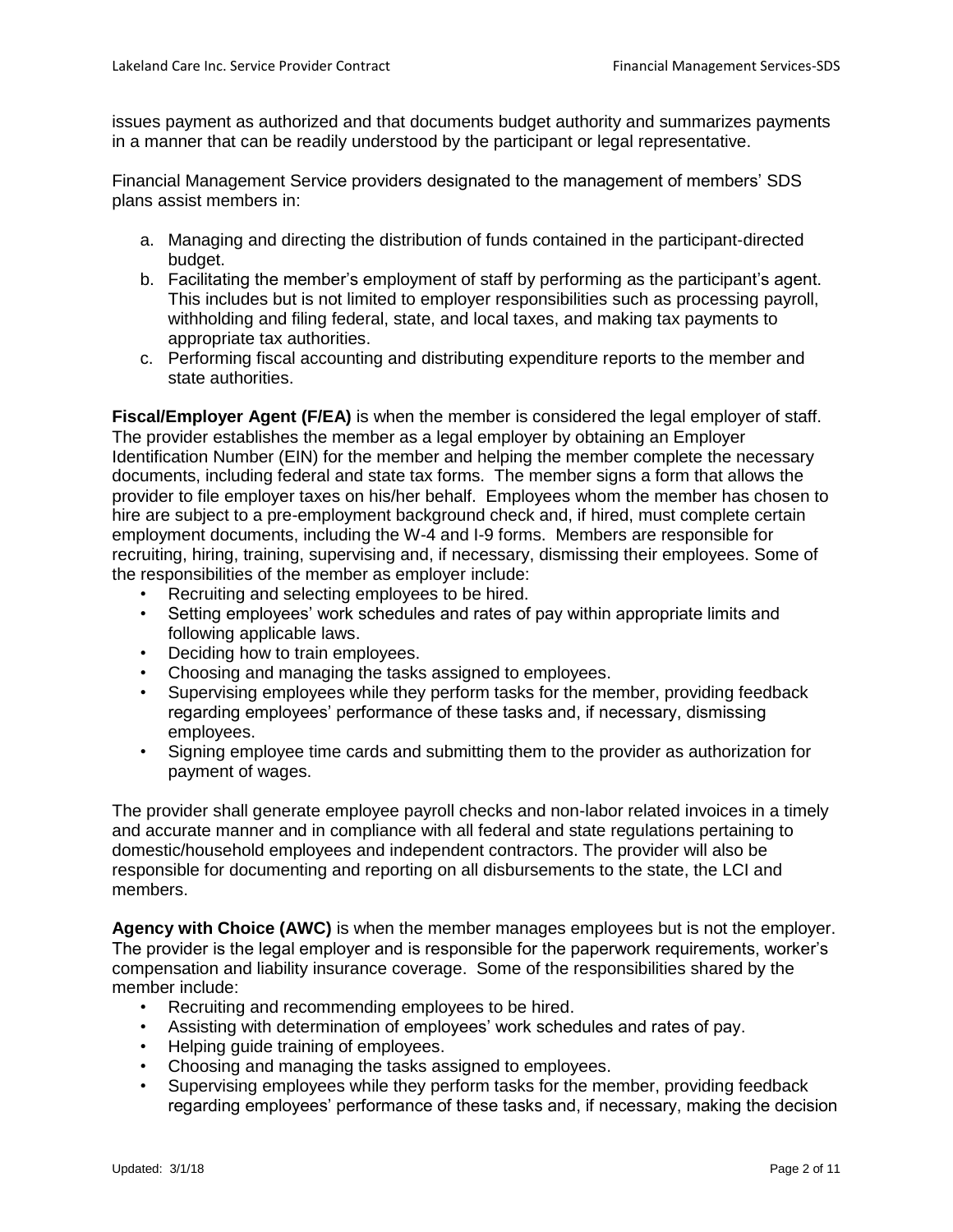issues payment as authorized and that documents budget authority and summarizes payments in a manner that can be readily understood by the participant or legal representative.

Financial Management Service providers designated to the management of members' SDS plans assist members in:

a. Managing and directing the distribution of funds contained in the participant-directed budget.
b. Facilitating the member's employment of staff by performing as the participant's agent. This includes but is not limited to employer responsibilities such as processing payroll, withholding and filing federal, state, and local taxes, and making tax payments to appropriate tax authorities.
c. Performing fiscal accounting and distributing expenditure reports to the member and state authorities.

**Fiscal/Employer Agent (F/EA)** is when the member is considered the legal employer of staff. The provider establishes the member as a legal employer by obtaining an Employer Identification Number (EIN) for the member and helping the member complete the necessary documents, including federal and state tax forms. The member signs a form that allows the provider to file employer taxes on his/her behalf. Employees whom the member has chosen to hire are subject to a pre-employment background check and, if hired, must complete certain employment documents, including the W-4 and I-9 forms. Members are responsible for recruiting, hiring, training, supervising and, if necessary, dismissing their employees. Some of the responsibilities of the member as employer include:

- Recruiting and selecting employees to be hired.
- Setting employees' work schedules and rates of pay within appropriate limits and following applicable laws.
- Deciding how to train employees.
- Choosing and managing the tasks assigned to employees.
- Supervising employees while they perform tasks for the member, providing feedback regarding employees' performance of these tasks and, if necessary, dismissing employees.
- Signing employee time cards and submitting them to the provider as authorization for payment of wages.

The provider shall generate employee payroll checks and non-labor related invoices in a timely and accurate manner and in compliance with all federal and state regulations pertaining to domestic/household employees and independent contractors. The provider will also be responsible for documenting and reporting on all disbursements to the state, the LCI and members.

**Agency with Choice (AWC)** is when the member manages employees but is not the employer. The provider is the legal employer and is responsible for the paperwork requirements, worker's compensation and liability insurance coverage. Some of the responsibilities shared by the member include:

- Recruiting and recommending employees to be hired.
- Assisting with determination of employees' work schedules and rates of pay.
- Helping guide training of employees.
- Choosing and managing the tasks assigned to employees.
- Supervising employees while they perform tasks for the member, providing feedback regarding employees' performance of these tasks and, if necessary, making the decision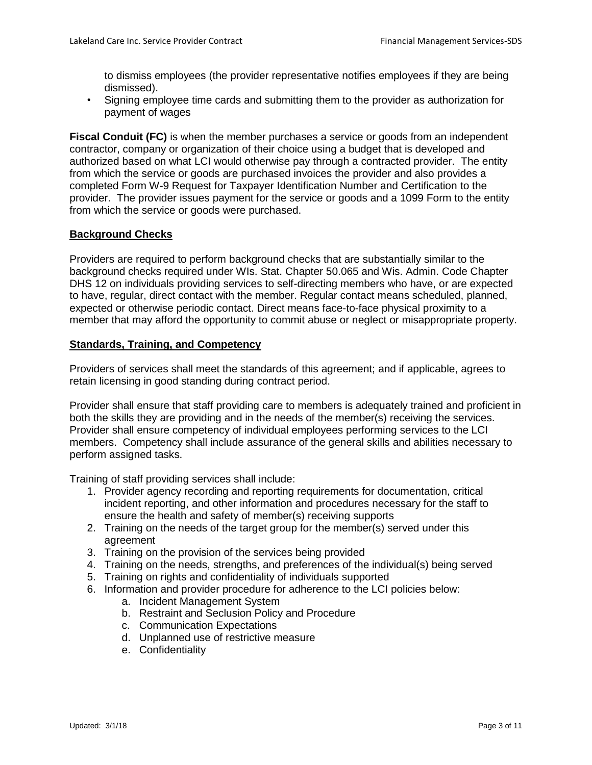to dismiss employees (the provider representative notifies employees if they are being dismissed).

- Signing employee time cards and submitting them to the provider as authorization for payment of wages

**Fiscal Conduit (FC)** is when the member purchases a service or goods from an independent contractor, company or organization of their choice using a budget that is developed and authorized based on what LCI would otherwise pay through a contracted provider. The entity from which the service or goods are purchased invoices the provider and also provides a completed Form W-9 Request for Taxpayer Identification Number and Certification to the provider. The provider issues payment for the service or goods and a 1099 Form to the entity from which the service or goods were purchased.

**Background Checks**

Providers are required to perform background checks that are substantially similar to the background checks required under WIs. Stat. Chapter 50.065 and Wis. Admin. Code Chapter DHS 12 on individuals providing services to self-directing members who have, or are expected to have, regular, direct contact with the member. Regular contact means scheduled, planned, expected or otherwise periodic contact. Direct means face-to-face physical proximity to a member that may afford the opportunity to commit abuse or neglect or misappropriate property.

**Standards, Training, and Competency**

Providers of services shall meet the standards of this agreement; and if applicable, agrees to retain licensing in good standing during contract period.

Provider shall ensure that staff providing care to members is adequately trained and proficient in both the skills they are providing and in the needs of the member(s) receiving the services. Provider shall ensure competency of individual employees performing services to the LCI members. Competency shall include assurance of the general skills and abilities necessary to perform assigned tasks.

Training of staff providing services shall include:

1. Provider agency recording and reporting requirements for documentation, critical incident reporting, and other information and procedures necessary for the staff to ensure the health and safety of member(s) receiving supports
2. Training on the needs of the target group for the member(s) served under this agreement
3. Training on the provision of the services being provided
4. Training on the needs, strengths, and preferences of the individual(s) being served
5. Training on rights and confidentiality of individuals supported
6. Information and provider procedure for adherence to the LCI policies below:
    a. Incident Management System
    b. Restraint and Seclusion Policy and Procedure
    c. Communication Expectations
    d. Unplanned use of restrictive measure
    e. Confidentiality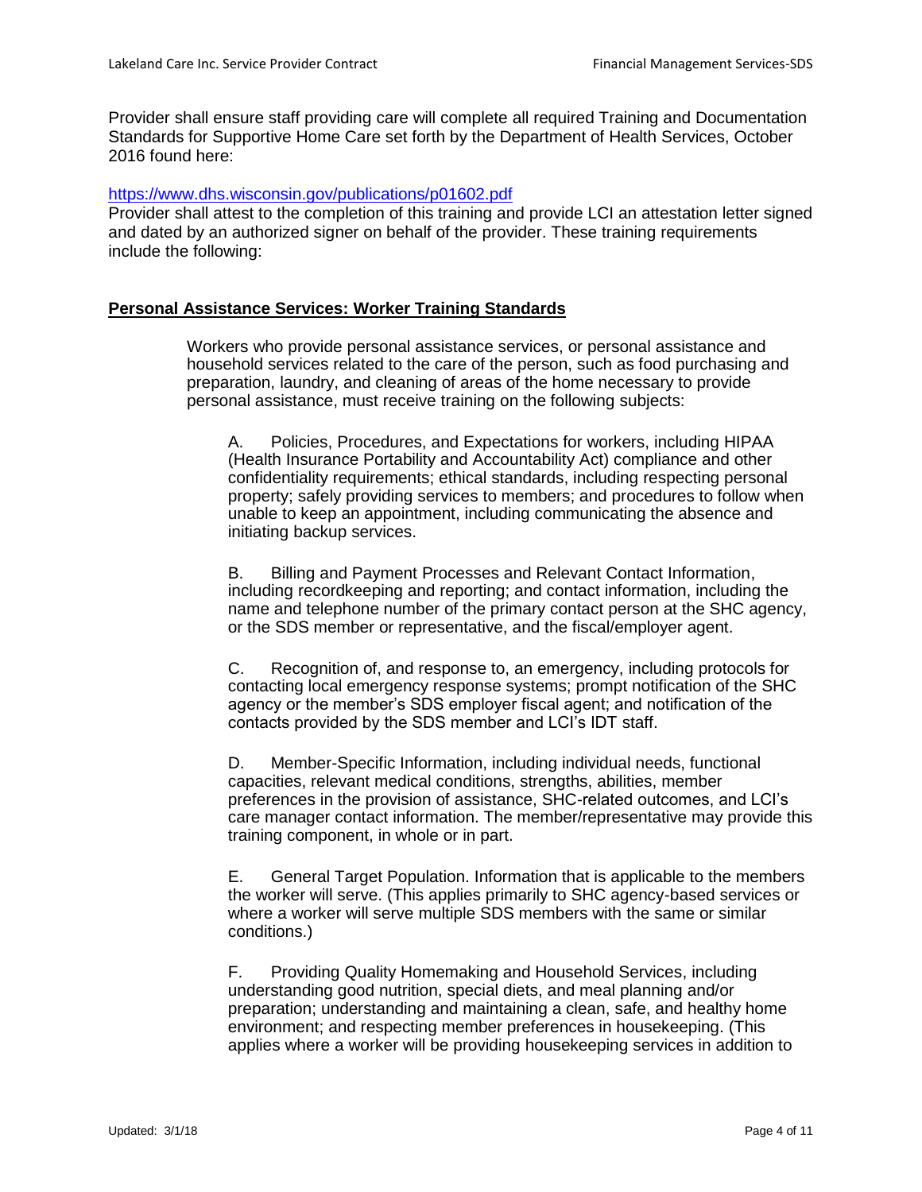Provider shall ensure staff providing care will complete all required Training and Documentation Standards for Supportive Home Care set forth by the Department of Health Services, October 2016 found here:

https://www.dhs.wisconsin.gov/publications/p01602.pdf
Provider shall attest to the completion of this training and provide LCI an attestation letter signed and dated by an authorized signer on behalf of the provider. These training requirements include the following:

**Personal Assistance Services: Worker Training Standards**

Workers who provide personal assistance services, or personal assistance and household services related to the care of the person, such as food purchasing and preparation, laundry, and cleaning of areas of the home necessary to provide personal assistance, must receive training on the following subjects:

A. Policies, Procedures, and Expectations for workers, including HIPAA (Health Insurance Portability and Accountability Act) compliance and other confidentiality requirements; ethical standards, including respecting personal property; safely providing services to members; and procedures to follow when unable to keep an appointment, including communicating the absence and initiating backup services.

B. Billing and Payment Processes and Relevant Contact Information, including recordkeeping and reporting; and contact information, including the name and telephone number of the primary contact person at the SHC agency, or the SDS member or representative, and the fiscal/employer agent.

C. Recognition of, and response to, an emergency, including protocols for contacting local emergency response systems; prompt notification of the SHC agency or the member's SDS employer fiscal agent; and notification of the contacts provided by the SDS member and LCI's IDT staff.

D. Member-Specific Information, including individual needs, functional capacities, relevant medical conditions, strengths, abilities, member preferences in the provision of assistance, SHC-related outcomes, and LCI's care manager contact information. The member/representative may provide this training component, in whole or in part.

E. General Target Population. Information that is applicable to the members the worker will serve. (This applies primarily to SHC agency-based services or where a worker will serve multiple SDS members with the same or similar conditions.)

F. Providing Quality Homemaking and Household Services, including understanding good nutrition, special diets, and meal planning and/or preparation; understanding and maintaining a clean, safe, and healthy home environment; and respecting member preferences in housekeeping. (This applies where a worker will be providing housekeeping services in addition to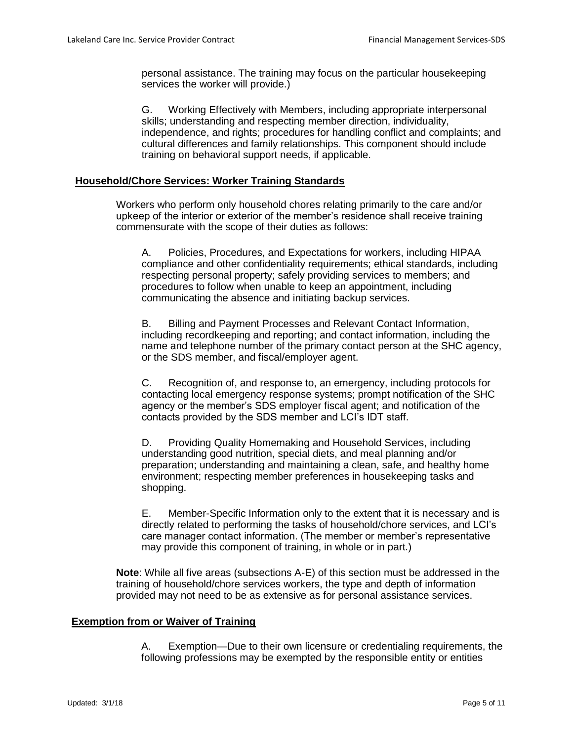personal assistance. The training may focus on the particular housekeeping services the worker will provide.)

G. Working Effectively with Members, including appropriate interpersonal skills; understanding and respecting member direction, individuality, independence, and rights; procedures for handling conflict and complaints; and cultural differences and family relationships. This component should include training on behavioral support needs, if applicable.

## Household/Chore Services: Worker Training Standards

Workers who perform only household chores relating primarily to the care and/or upkeep of the interior or exterior of the member's residence shall receive training commensurate with the scope of their duties as follows:

A. Policies, Procedures, and Expectations for workers, including HIPAA compliance and other confidentiality requirements; ethical standards, including respecting personal property; safely providing services to members; and procedures to follow when unable to keep an appointment, including communicating the absence and initiating backup services.

B. Billing and Payment Processes and Relevant Contact Information, including recordkeeping and reporting; and contact information, including the name and telephone number of the primary contact person at the SHC agency, or the SDS member, and fiscal/employer agent.

C. Recognition of, and response to, an emergency, including protocols for contacting local emergency response systems; prompt notification of the SHC agency or the member's SDS employer fiscal agent; and notification of the contacts provided by the SDS member and LCI's IDT staff.

D. Providing Quality Homemaking and Household Services, including understanding good nutrition, special diets, and meal planning and/or preparation; understanding and maintaining a clean, safe, and healthy home environment; respecting member preferences in housekeeping tasks and shopping.

E. Member-Specific Information only to the extent that it is necessary and is directly related to performing the tasks of household/chore services, and LCI's care manager contact information. (The member or member's representative may provide this component of training, in whole or in part.)

**Note**: While all five areas (subsections A-E) of this section must be addressed in the training of household/chore services workers, the type and depth of information provided may not need to be as extensive as for personal assistance services.

## Exemption from or Waiver of Training

A. Exemption—Due to their own licensure or credentialing requirements, the following professions may be exempted by the responsible entity or entities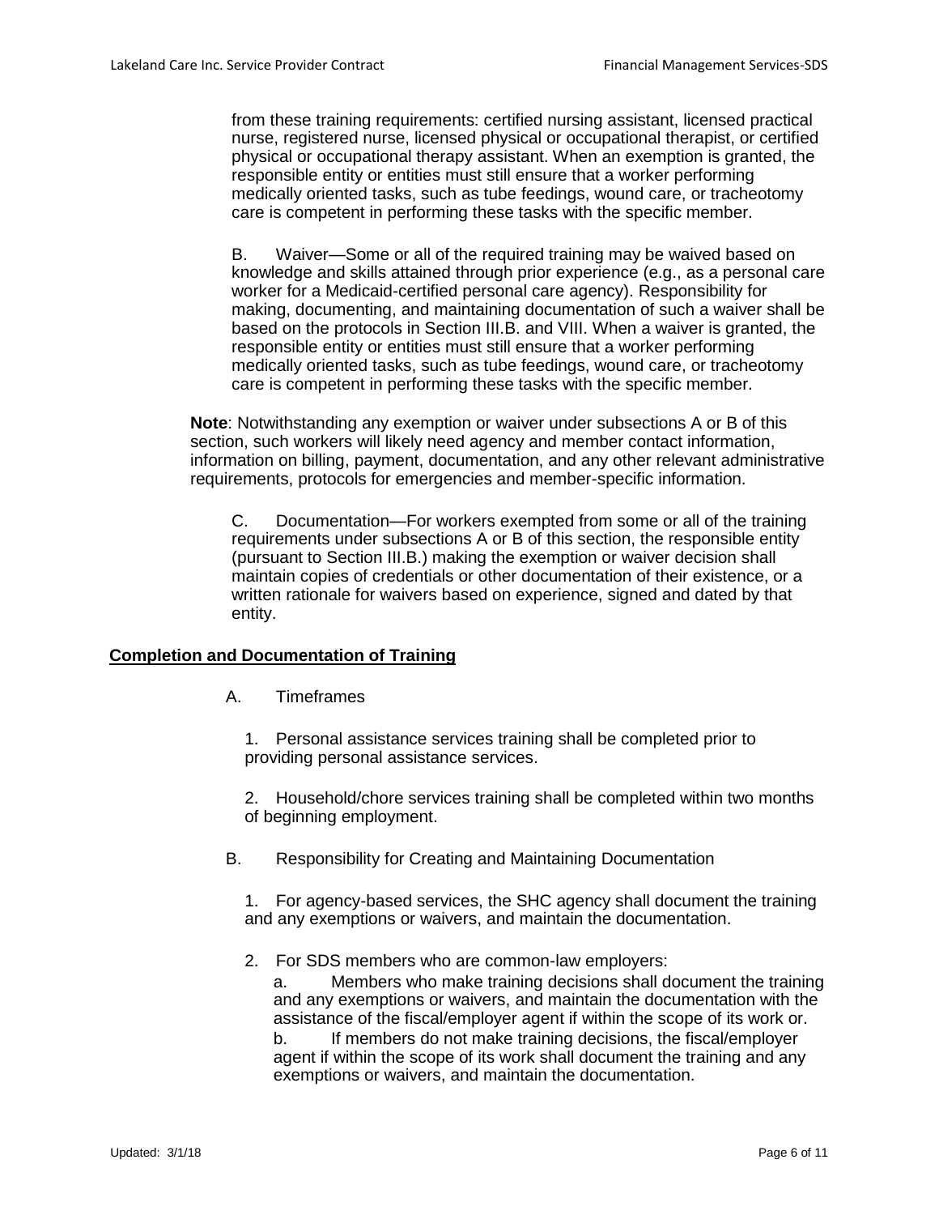from these training requirements: certified nursing assistant, licensed practical nurse, registered nurse, licensed physical or occupational therapist, or certified physical or occupational therapy assistant. When an exemption is granted, the responsible entity or entities must still ensure that a worker performing medically oriented tasks, such as tube feedings, wound care, or tracheotomy care is competent in performing these tasks with the specific member.

B. Waiver—Some or all of the required training may be waived based on knowledge and skills attained through prior experience (e.g., as a personal care worker for a Medicaid-certified personal care agency). Responsibility for making, documenting, and maintaining documentation of such a waiver shall be based on the protocols in Section III.B. and VIII. When a waiver is granted, the responsible entity or entities must still ensure that a worker performing medically oriented tasks, such as tube feedings, wound care, or tracheotomy care is competent in performing these tasks with the specific member.

**Note**: Notwithstanding any exemption or waiver under subsections A or B of this section, such workers will likely need agency and member contact information, information on billing, payment, documentation, and any other relevant administrative requirements, protocols for emergencies and member-specific information.

C. Documentation—For workers exempted from some or all of the training requirements under subsections A or B of this section, the responsible entity (pursuant to Section III.B.) making the exemption or waiver decision shall maintain copies of credentials or other documentation of their existence, or a written rationale for waivers based on experience, signed and dated by that entity.

## Completion and Documentation of Training

A. Timeframes

1. Personal assistance services training shall be completed prior to providing personal assistance services.

2. Household/chore services training shall be completed within two months of beginning employment.

B. Responsibility for Creating and Maintaining Documentation

1. For agency-based services, the SHC agency shall document the training and any exemptions or waivers, and maintain the documentation.

2. For SDS members who are common-law employers:
   a. Members who make training decisions shall document the training and any exemptions or waivers, and maintain the documentation with the assistance of the fiscal/employer agent if within the scope of its work or.
   b. If members do not make training decisions, the fiscal/employer agent if within the scope of its work shall document the training and any exemptions or waivers, and maintain the documentation.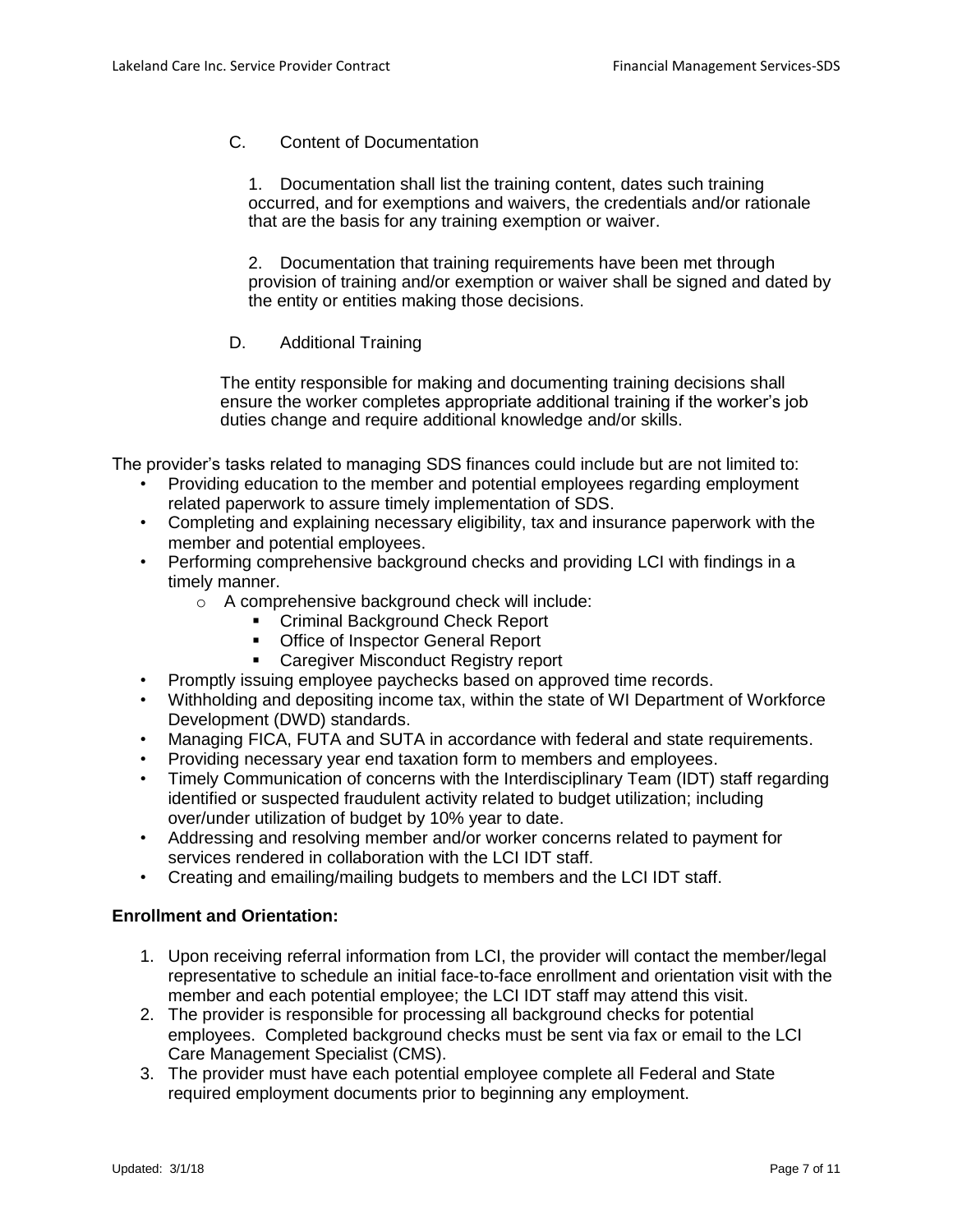C. Content of Documentation

1. Documentation shall list the training content, dates such training occurred, and for exemptions and waivers, the credentials and/or rationale that are the basis for any training exemption or waiver.

2. Documentation that training requirements have been met through provision of training and/or exemption or waiver shall be signed and dated by the entity or entities making those decisions.

D. Additional Training

The entity responsible for making and documenting training decisions shall ensure the worker completes appropriate additional training if the worker's job duties change and require additional knowledge and/or skills.

The provider's tasks related to managing SDS finances could include but are not limited to:

- Providing education to the member and potential employees regarding employment related paperwork to assure timely implementation of SDS.
- Completing and explaining necessary eligibility, tax and insurance paperwork with the member and potential employees.
- Performing comprehensive background checks and providing LCI with findings in a timely manner.
  - A comprehensive background check will include:
    - Criminal Background Check Report
    - Office of Inspector General Report
    - Caregiver Misconduct Registry report
- Promptly issuing employee paychecks based on approved time records.
- Withholding and depositing income tax, within the state of WI Department of Workforce Development (DWD) standards.
- Managing FICA, FUTA and SUTA in accordance with federal and state requirements.
- Providing necessary year end taxation form to members and employees.
- Timely Communication of concerns with the Interdisciplinary Team (IDT) staff regarding identified or suspected fraudulent activity related to budget utilization; including over/under utilization of budget by 10% year to date.
- Addressing and resolving member and/or worker concerns related to payment for services rendered in collaboration with the LCI IDT staff.
- Creating and emailing/mailing budgets to members and the LCI IDT staff.

**Enrollment and Orientation:**

1. Upon receiving referral information from LCI, the provider will contact the member/legal representative to schedule an initial face-to-face enrollment and orientation visit with the member and each potential employee; the LCI IDT staff may attend this visit.
2. The provider is responsible for processing all background checks for potential employees. Completed background checks must be sent via fax or email to the LCI Care Management Specialist (CMS).
3. The provider must have each potential employee complete all Federal and State required employment documents prior to beginning any employment.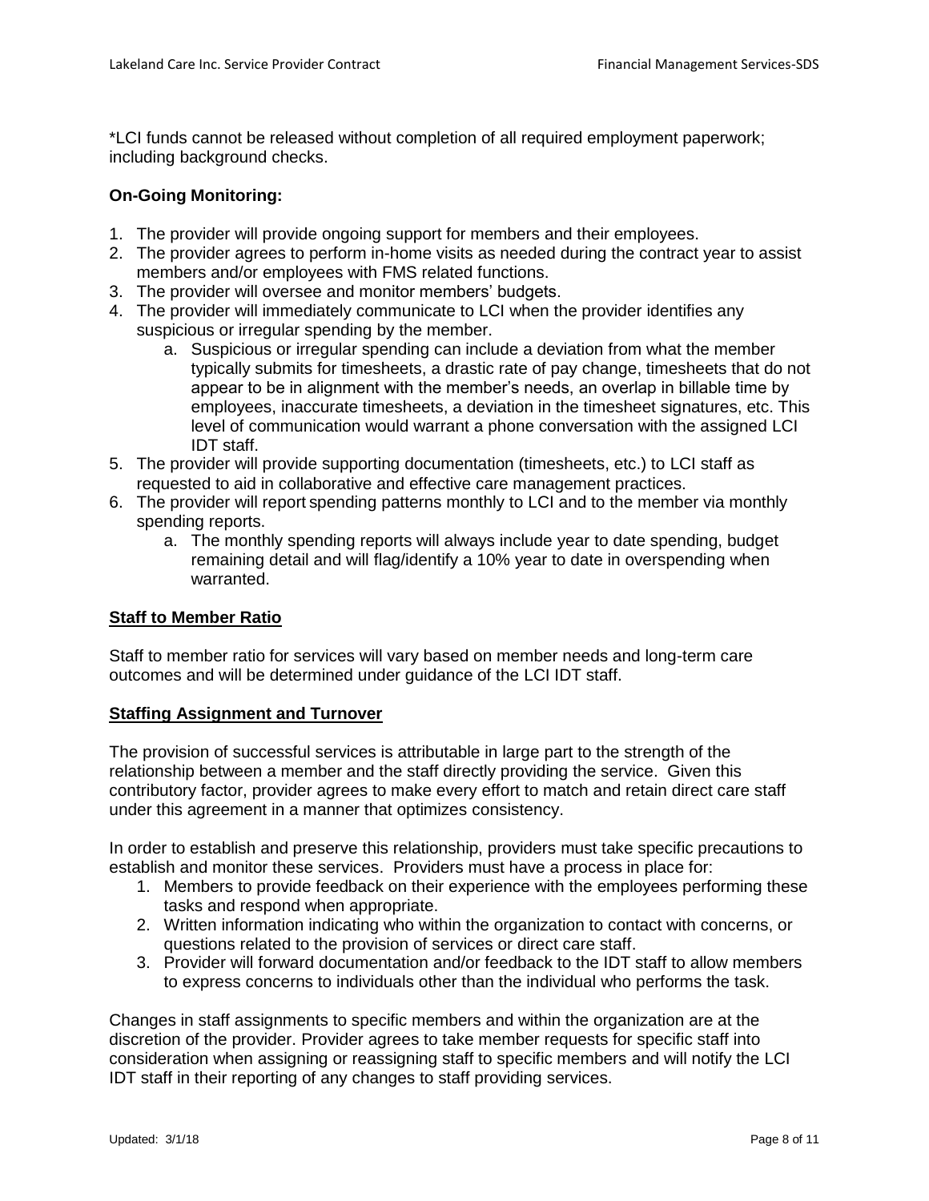*LCI funds cannot be released without completion of all required employment paperwork; including background checks.

**On-Going Monitoring:**

1. The provider will provide ongoing support for members and their employees.
2. The provider agrees to perform in-home visits as needed during the contract year to assist members and/or employees with FMS related functions.
3. The provider will oversee and monitor members' budgets.
4. The provider will immediately communicate to LCI when the provider identifies any suspicious or irregular spending by the member.
    a. Suspicious or irregular spending can include a deviation from what the member typically submits for timesheets, a drastic rate of pay change, timesheets that do not appear to be in alignment with the member's needs, an overlap in billable time by employees, inaccurate timesheets, a deviation in the timesheet signatures, etc. This level of communication would warrant a phone conversation with the assigned LCI IDT staff.
5. The provider will provide supporting documentation (timesheets, etc.) to LCI staff as requested to aid in collaborative and effective care management practices.
6. The provider will report spending patterns monthly to LCI and to the member via monthly spending reports.
    a. The monthly spending reports will always include year to date spending, budget remaining detail and will flag/identify a 10% year to date in overspending when warranted.

**Staff to Member Ratio**

Staff to member ratio for services will vary based on member needs and long-term care outcomes and will be determined under guidance of the LCI IDT staff.

**Staffing Assignment and Turnover**

The provision of successful services is attributable in large part to the strength of the relationship between a member and the staff directly providing the service. Given this contributory factor, provider agrees to make every effort to match and retain direct care staff under this agreement in a manner that optimizes consistency.

In order to establish and preserve this relationship, providers must take specific precautions to establish and monitor these services. Providers must have a process in place for:

1. Members to provide feedback on their experience with the employees performing these tasks and respond when appropriate.
2. Written information indicating who within the organization to contact with concerns, or questions related to the provision of services or direct care staff.
3. Provider will forward documentation and/or feedback to the IDT staff to allow members to express concerns to individuals other than the individual who performs the task.

Changes in staff assignments to specific members and within the organization are at the discretion of the provider. Provider agrees to take member requests for specific staff into consideration when assigning or reassigning staff to specific members and will notify the LCI IDT staff in their reporting of any changes to staff providing services.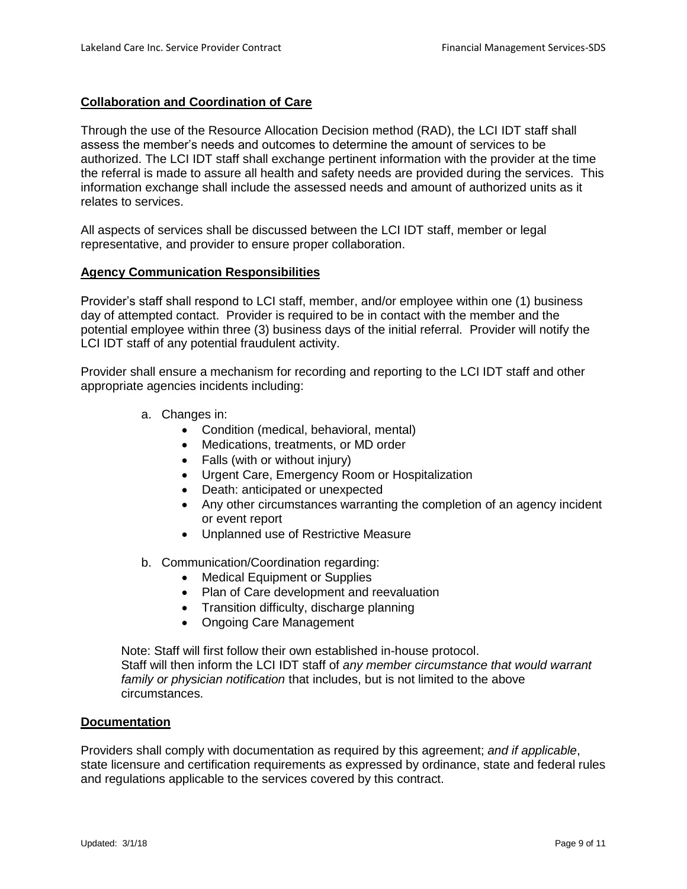## Collaboration and Coordination of Care

Through the use of the Resource Allocation Decision method (RAD), the LCI IDT staff shall assess the member's needs and outcomes to determine the amount of services to be authorized. The LCI IDT staff shall exchange pertinent information with the provider at the time the referral is made to assure all health and safety needs are provided during the services. This information exchange shall include the assessed needs and amount of authorized units as it relates to services.

All aspects of services shall be discussed between the LCI IDT staff, member or legal representative, and provider to ensure proper collaboration.

## Agency Communication Responsibilities

Provider's staff shall respond to LCI staff, member, and/or employee within one (1) business day of attempted contact. Provider is required to be in contact with the member and the potential employee within three (3) business days of the initial referral. Provider will notify the LCI IDT staff of any potential fraudulent activity.

Provider shall ensure a mechanism for recording and reporting to the LCI IDT staff and other appropriate agencies incidents including:

a. Changes in:
   - Condition (medical, behavioral, mental)
   - Medications, treatments, or MD order
   - Falls (with or without injury)
   - Urgent Care, Emergency Room or Hospitalization
   - Death: anticipated or unexpected
   - Any other circumstances warranting the completion of an agency incident or event report
   - Unplanned use of Restrictive Measure

b. Communication/Coordination regarding:
   - Medical Equipment or Supplies
   - Plan of Care development and reevaluation
   - Transition difficulty, discharge planning
   - Ongoing Care Management

Note: Staff will first follow their own established in-house protocol.
Staff will then inform the LCI IDT staff of *any member circumstance that would warrant family or physician notification* that includes, but is not limited to the above circumstances.

## Documentation

Providers shall comply with documentation as required by this agreement; *and if applicable*, state licensure and certification requirements as expressed by ordinance, state and federal rules and regulations applicable to the services covered by this contract.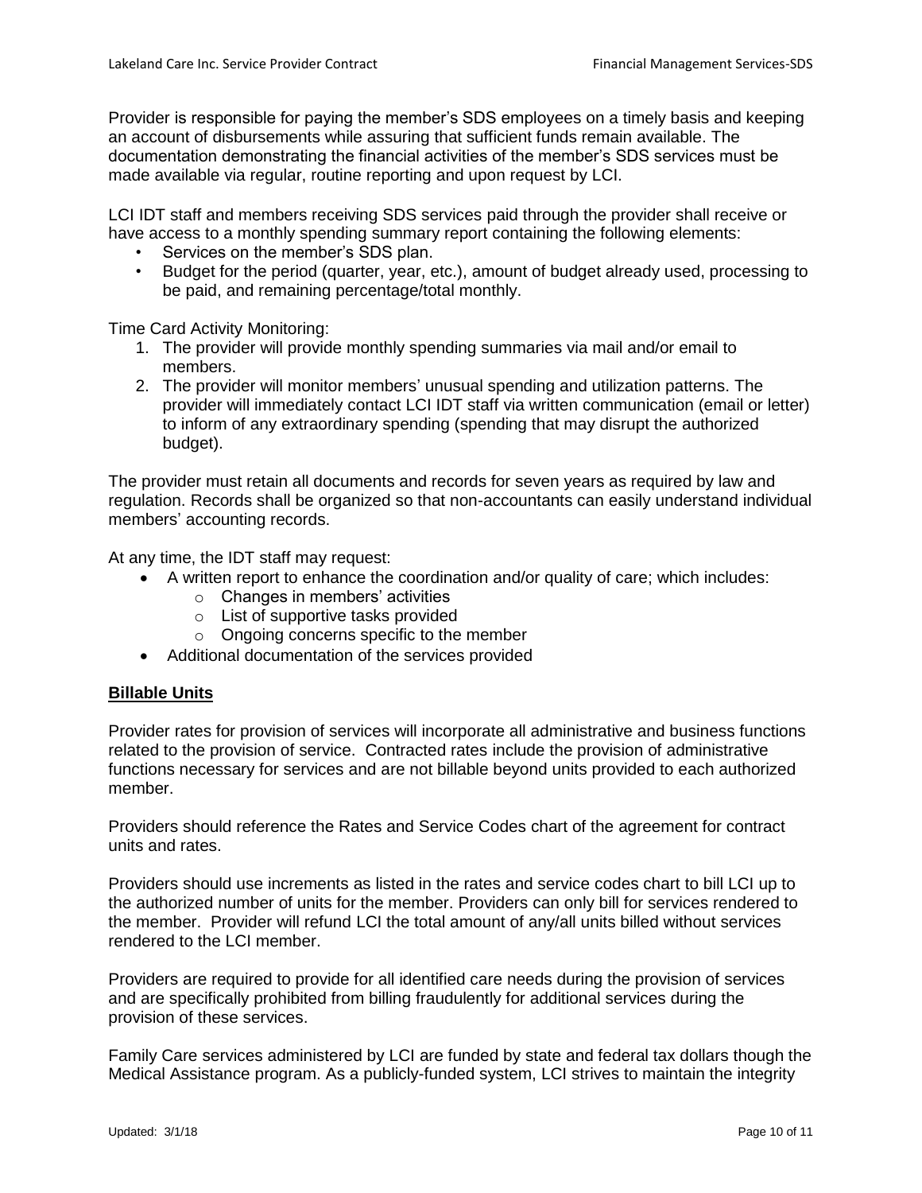Provider is responsible for paying the member's SDS employees on a timely basis and keeping an account of disbursements while assuring that sufficient funds remain available. The documentation demonstrating the financial activities of the member's SDS services must be made available via regular, routine reporting and upon request by LCI.

LCI IDT staff and members receiving SDS services paid through the provider shall receive or have access to a monthly spending summary report containing the following elements:

- Services on the member's SDS plan.
- Budget for the period (quarter, year, etc.), amount of budget already used, processing to be paid, and remaining percentage/total monthly.

Time Card Activity Monitoring:

1. The provider will provide monthly spending summaries via mail and/or email to members.
2. The provider will monitor members' unusual spending and utilization patterns. The provider will immediately contact LCI IDT staff via written communication (email or letter) to inform of any extraordinary spending (spending that may disrupt the authorized budget).

The provider must retain all documents and records for seven years as required by law and regulation. Records shall be organized so that non-accountants can easily understand individual members' accounting records.

At any time, the IDT staff may request:

- A written report to enhance the coordination and/or quality of care; which includes:
  - Changes in members' activities
  - List of supportive tasks provided
  - Ongoing concerns specific to the member
- Additional documentation of the services provided

**Billable Units**

Provider rates for provision of services will incorporate all administrative and business functions related to the provision of service. Contracted rates include the provision of administrative functions necessary for services and are not billable beyond units provided to each authorized member.

Providers should reference the Rates and Service Codes chart of the agreement for contract units and rates.

Providers should use increments as listed in the rates and service codes chart to bill LCI up to the authorized number of units for the member. Providers can only bill for services rendered to the member. Provider will refund LCI the total amount of any/all units billed without services rendered to the LCI member.

Providers are required to provide for all identified care needs during the provision of services and are specifically prohibited from billing fraudulently for additional services during the provision of these services.

Family Care services administered by LCI are funded by state and federal tax dollars though the Medical Assistance program. As a publicly-funded system, LCI strives to maintain the integrity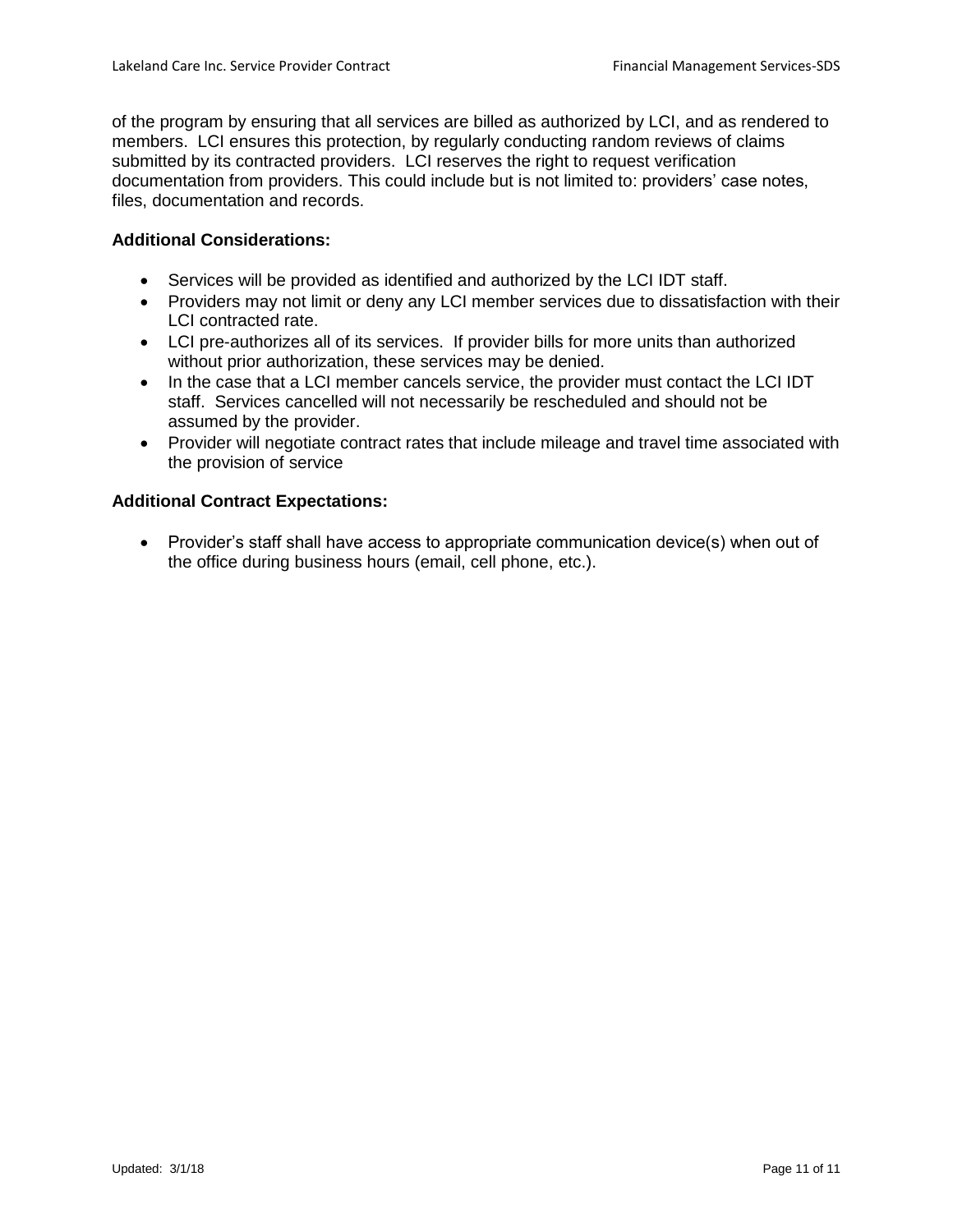of the program by ensuring that all services are billed as authorized by LCI, and as rendered to members. LCI ensures this protection, by regularly conducting random reviews of claims submitted by its contracted providers. LCI reserves the right to request verification documentation from providers. This could include but is not limited to: providers' case notes, files, documentation and records.

**Additional Considerations:**

- Services will be provided as identified and authorized by the LCI IDT staff.
- Providers may not limit or deny any LCI member services due to dissatisfaction with their LCI contracted rate.
- LCI pre-authorizes all of its services. If provider bills for more units than authorized without prior authorization, these services may be denied.
- In the case that a LCI member cancels service, the provider must contact the LCI IDT staff. Services cancelled will not necessarily be rescheduled and should not be assumed by the provider.
- Provider will negotiate contract rates that include mileage and travel time associated with the provision of service

**Additional Contract Expectations:**

- Provider's staff shall have access to appropriate communication device(s) when out of the office during business hours (email, cell phone, etc.).